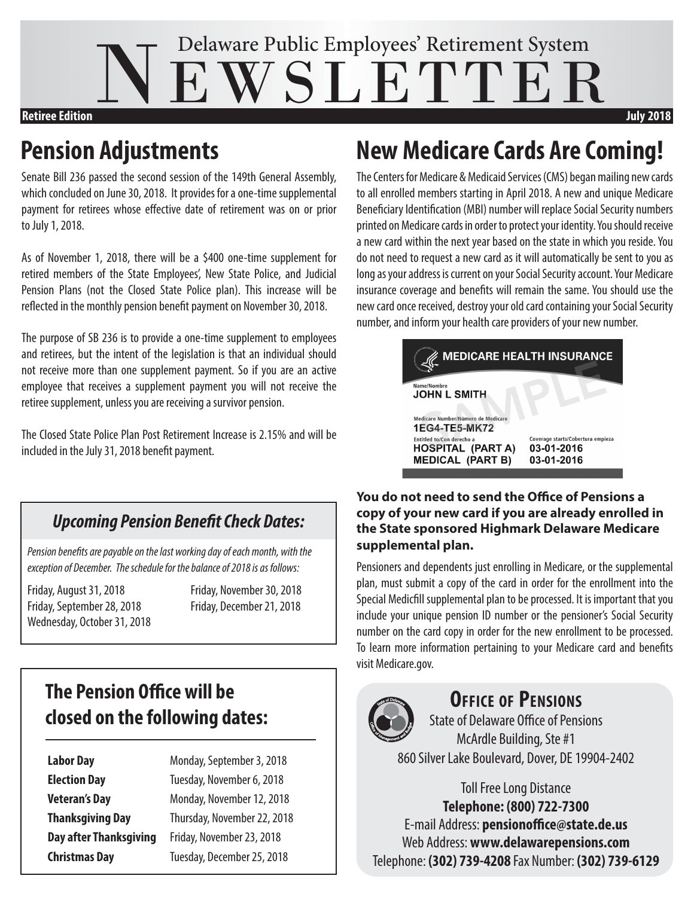# Delaware Public Employees' Retirement System NEWSLETTER

**Retiree Edition** **July 2018**

## Pension Adjustments

Senate Bill 236 passed the second session of the 149th General Assembly, which concluded on June 30, 2018. It provides for a one-time supplemental payment for retirees whose effective date of retirement was on or prior to July 1, 2018.

As of November 1, 2018, there will be a $400 one-time supplement for retired members of the State Employees', New State Police, and Judicial Pension Plans (not the Closed State Police plan). This increase will be reflected in the monthly pension benefit payment on November 30, 2018.

The purpose of SB 236 is to provide a one-time supplement to employees and retirees, but the intent of the legislation is that an individual should not receive more than one supplement payment. So if you are an active employee that receives a supplement payment you will not receive the retiree supplement, unless you are receiving a survivor pension.

The Closed State Police Plan Post Retirement Increase is 2.15% and will be included in the July 31, 2018 benefit payment.

### *Upcoming Pension Benefit Check Dates:*

*Pension benefits are payable on the last working day of each month, with the exception of December. The schedule for the balance of 2018 is as follows:*

- Friday, August 31, 2018
- Friday, September 28, 2018
- Wednesday, October 31, 2018
- Friday, November 30, 2018
- Friday, December 21, 2018

### The Pension Office will be closed on the following dates:

| | |
|---|---|
| **Labor Day** | Monday, September 3, 2018 |
| **Election Day** | Tuesday, November 6, 2018 |
| **Veteran's Day** | Monday, November 12, 2018 |
| **Thanksgiving Day** | Thursday, November 22, 2018 |
| **Day after Thanksgiving** | Friday, November 23, 2018 |
| **Christmas Day** | Tuesday, December 25, 2018 |

## New Medicare Cards Are Coming!

The Centers for Medicare & Medicaid Services (CMS) began mailing new cards to all enrolled members starting in April 2018. A new and unique Medicare Beneficiary Identification (MBI) number will replace Social Security numbers printed on Medicare cards in order to protect your identity. You should receive a new card within the next year based on the state in which you reside. You do not need to request a new card as it will automatically be sent to you as long as your address is current on your Social Security account. Your Medicare insurance coverage and benefits will remain the same. You should use the new card once received, destroy your old card containing your Social Security number, and inform your health care providers of your new number.

MEDICARE HEALTH INSURANCE
Name/Nombre
JOHN L SMITH
Medicare Number/Número de Medicare
1EG4-TE5-MK72
Entitled to/Con derecho a — Coverage starts/Cobertura empieza
HOSPITAL (PART A) 03-01-2016
MEDICAL (PART B) 03-01-2016
SAMPLE

**You do not need to send the Office of Pensions a copy of your new card if you are already enrolled in the State sponsored Highmark Delaware Medicare supplemental plan.**

Pensioners and dependents just enrolling in Medicare, or the supplemental plan, must submit a copy of the card in order for the enrollment into the Special Medicfill supplemental plan to be processed. It is important that you include your unique pension ID number or the pensioner's Social Security number on the card copy in order for the new enrollment to be processed. To learn more information pertaining to your Medicare card and benefits visit Medicare.gov.

### Office of Pensions

State of Delaware Office of Pensions
McArdle Building, Ste #1
860 Silver Lake Boulevard, Dover, DE 19904-2402

Toll Free Long Distance
**Telephone: (800) 722-7300**
E-mail Address: **pensionoffice@state.de.us**
Web Address: **www.delawarepensions.com**
Telephone: **(302) 739-4208** Fax Number: **(302) 739-6129**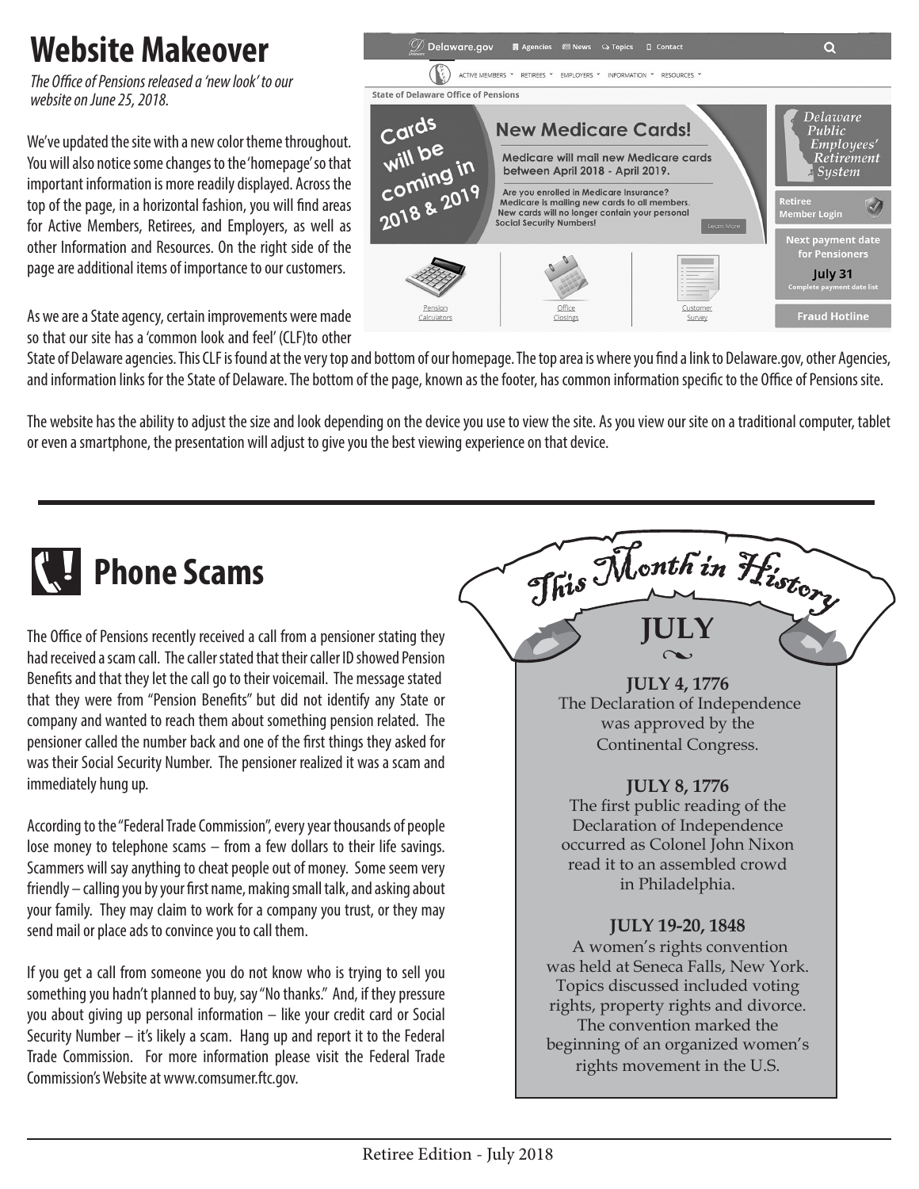# Website Makeover

*The Office of Pensions released a 'new look' to our website on June 25, 2018.*

We've updated the site with a new color theme throughout. You will also notice some changes to the 'homepage' so that important information is more readily displayed. Across the top of the page, in a horizontal fashion, you will find areas for Active Members, Retirees, and Employers, as well as other Information and Resources. On the right side of the page are additional items of importance to our customers.

As we are a State agency, certain improvements were made so that our site has a 'common look and feel' (CLF)to other State of Delaware agencies. This CLF is found at the very top and bottom of our homepage. The top area is where you find a link to Delaware.gov, other Agencies, and information links for the State of Delaware. The bottom of the page, known as the footer, has common information specific to the Office of Pensions site.

The website has the ability to adjust the size and look depending on the device you use to view the site. As you view our site on a traditional computer, tablet or even a smartphone, the presentation will adjust to give you the best viewing experience on that device.

---

# Phone Scams

The Office of Pensions recently received a call from a pensioner stating they had received a scam call. The caller stated that their caller ID showed Pension Benefits and that they let the call go to their voicemail. The message stated that they were from "Pension Benefits" but did not identify any State or company and wanted to reach them about something pension related. The pensioner called the number back and one of the first things they asked for was their Social Security Number. The pensioner realized it was a scam and immediately hung up.

According to the "Federal Trade Commission", every year thousands of people lose money to telephone scams – from a few dollars to their life savings. Scammers will say anything to cheat people out of money. Some seem very friendly – calling you by your first name, making small talk, and asking about your family. They may claim to work for a company you trust, or they may send mail or place ads to convince you to call them.

If you get a call from someone you do not know who is trying to sell you something you hadn't planned to buy, say "No thanks." And, if they pressure you about giving up personal information – like your credit card or Social Security Number – it's likely a scam. Hang up and report it to the Federal Trade Commission. For more information please visit the Federal Trade Commission's Website at www.comsumer.ftc.gov.

## This Month in History

### JULY

**JULY 4, 1776**
The Declaration of Independence was approved by the Continental Congress.

**JULY 8, 1776**
The first public reading of the Declaration of Independence occurred as Colonel John Nixon read it to an assembled crowd in Philadelphia.

**JULY 19-20, 1848**
A women's rights convention was held at Seneca Falls, New York. Topics discussed included voting rights, property rights and divorce. The convention marked the beginning of an organized women's rights movement in the U.S.